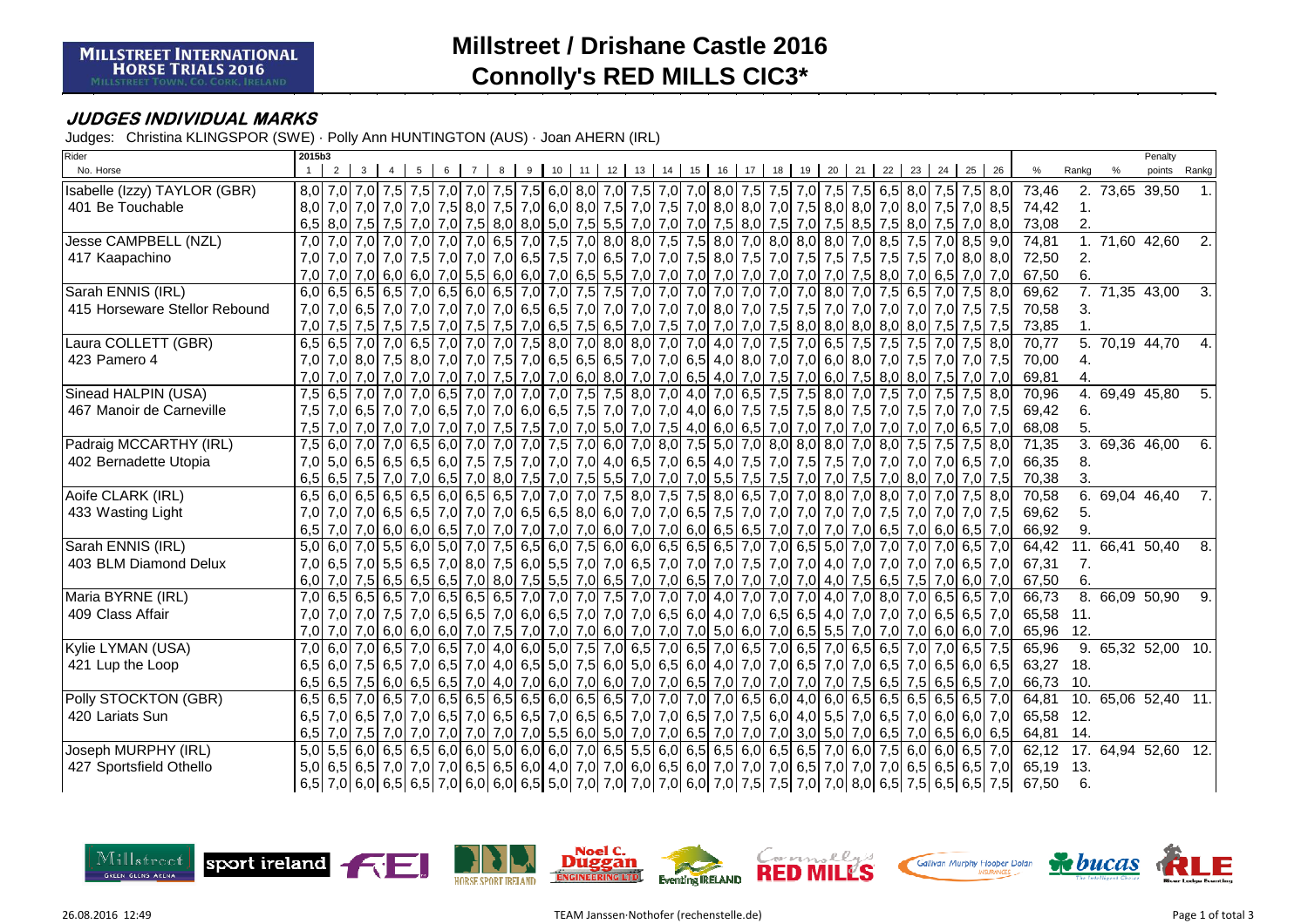**MILLSTREET INTERNATIONAL HORSE TRIALS 2016**
MILLSTREET TOWN, CO. CORK, IRELAND

# Millstreet / Drishane Castle 2016
# Connolly's RED MILLS CIC3*

## JUDGES INDIVIDUAL MARKS

Judges: Christina KLINGSPOR (SWE) · Polly Ann HUNTINGTON (AUS) · Joan AHERN (IRL)

| Rider / No. Horse | 1 | 2 | 3 | 4 | 5 | 6 | 7 | 8 | 9 | 10 | 11 | 12 | 13 | 14 | 15 | 16 | 17 | 18 | 19 | 20 | 21 | 22 | 23 | 24 | 25 | 26 | % | Rankg | % | Penalty points | Rankg |
|---|---|---|---|---|---|---|---|---|---|---|---|---|---|---|---|---|---|---|---|---|---|---|---|---|---|---|---|---|---|---|---|
| Isabelle (Izzy) TAYLOR (GBR) | 8,0 | 7,0 | 7,0 | 7,5 | 7,5 | 7,0 | 7,0 | 7,5 | 7,5 | 6,0 | 8,0 | 7,0 | 7,5 | 7,0 | 7,0 | 8,0 | 7,5 | 7,5 | 7,0 | 7,5 | 7,5 | 6,5 | 8,0 | 7,5 | 7,5 | 8,0 | 73,46 | 2. | 73,65 | 39,50 | 1. |
| 401 Be Touchable | 8,0 | 7,0 | 7,0 | 7,0 | 7,0 | 7,5 | 8,0 | 7,5 | 7,0 | 6,0 | 8,0 | 7,5 | 7,0 | 7,5 | 7,0 | 8,0 | 8,0 | 7,0 | 7,5 | 8,0 | 8,0 | 7,0 | 8,0 | 7,5 | 7,0 | 8,5 | 74,42 | 1. | | | |
| | 6,5 | 8,0 | 7,5 | 7,5 | 7,0 | 7,0 | 7,5 | 8,0 | 8,0 | 5,0 | 7,5 | 5,5 | 7,0 | 7,0 | 7,5 | 8,0 | 7,5 | 7,0 | 7,5 | 8,5 | 7,5 | 8,0 | 7,5 | 7,0 | 8,0 | 73,08 | 2. | | | | |
| Jesse CAMPBELL (NZL) | 7,0 | 7,0 | 7,0 | 7,0 | 7,0 | 7,0 | 7,0 | 6,5 | 7,0 | 7,5 | 7,0 | 8,0 | 8,0 | 7,5 | 7,5 | 8,0 | 7,0 | 8,0 | 8,0 | 8,0 | 7,0 | 8,5 | 7,5 | 7,0 | 8,5 | 9,0 | 74,81 | 1. | 71,60 | 42,60 | 2. |
| 417 Kaapachino | 7,0 | 7,0 | 7,0 | 7,0 | 7,5 | 7,0 | 7,0 | 7,0 | 6,5 | 7,5 | 7,0 | 6,5 | 7,0 | 7,0 | 7,5 | 8,0 | 7,5 | 7,0 | 7,5 | 7,5 | 7,5 | 7,5 | 7,5 | 7,0 | 8,0 | 8,0 | 72,50 | 2. | | | |
| | 7,0 | 7,0 | 7,0 | 6,0 | 6,0 | 7,0 | 5,5 | 6,0 | 6,0 | 7,0 | 6,5 | 5,5 | 7,0 | 7,0 | 7,0 | 7,0 | 7,0 | 7,0 | 7,0 | 7,0 | 7,5 | 8,0 | 7,0 | 6,5 | 7,0 | 7,0 | 67,50 | 6. | | | |
| Sarah ENNIS (IRL) | 6,0 | 6,5 | 6,5 | 6,5 | 7,0 | 6,5 | 6,0 | 6,5 | 7,0 | 7,0 | 7,5 | 7,5 | 7,0 | 7,0 | 7,0 | 7,0 | 7,0 | 7,0 | 7,0 | 8,0 | 7,0 | 7,5 | 6,5 | 7,0 | 7,5 | 8,0 | 69,62 | 7. | 71,35 | 43,00 | 3. |
| 415 Horseware Stellor Rebound | 7,0 | 7,0 | 6,5 | 7,0 | 7,0 | 7,0 | 7,0 | 7,0 | 6,5 | 6,5 | 7,0 | 7,0 | 7,0 | 7,0 | 7,0 | 8,0 | 7,0 | 7,5 | 7,5 | 7,0 | 7,0 | 7,0 | 7,0 | 7,0 | 7,5 | 7,5 | 70,58 | 3. | | | |
| | 7,0 | 7,5 | 7,5 | 7,5 | 7,5 | 7,0 | 7,5 | 7,5 | 7,0 | 6,5 | 7,5 | 6,5 | 7,0 | 7,5 | 7,0 | 7,0 | 7,0 | 7,5 | 8,0 | 8,0 | 8,0 | 8,0 | 8,0 | 7,5 | 7,5 | 7,5 | 73,85 | 1. | | | |
| Laura COLLETT (GBR) | 6,5 | 6,5 | 7,0 | 7,0 | 6,5 | 7,0 | 7,0 | 7,0 | 7,5 | 8,0 | 7,0 | 8,0 | 8,0 | 7,0 | 7,0 | 4,0 | 7,0 | 7,5 | 7,0 | 6,5 | 7,5 | 7,5 | 7,5 | 7,0 | 7,5 | 8,0 | 70,77 | 5. | 70,19 | 44,70 | 4. |
| 423 Pamero 4 | 7,0 | 7,0 | 8,0 | 7,5 | 8,0 | 7,0 | 7,0 | 7,5 | 7,0 | 6,5 | 6,5 | 6,5 | 7,0 | 7,0 | 6,5 | 4,0 | 8,0 | 7,0 | 7,0 | 6,0 | 8,0 | 7,0 | 7,5 | 7,0 | 7,0 | 7,5 | 70,00 | 4. | | | |
| | 7,0 | 7,0 | 7,0 | 7,0 | 7,0 | 7,0 | 7,0 | 7,5 | 7,0 | 7,0 | 6,0 | 8,0 | 7,0 | 7,0 | 6,5 | 4,0 | 7,0 | 7,5 | 7,0 | 6,0 | 7,5 | 8,0 | 8,0 | 7,5 | 7,0 | 7,0 | 69,81 | 4. | | | |
| Sinead HALPIN (USA) | 7,5 | 6,5 | 7,0 | 7,0 | 7,0 | 6,5 | 7,0 | 7,0 | 7,0 | 7,0 | 7,5 | 7,5 | 8,0 | 7,0 | 4,0 | 7,0 | 6,5 | 7,5 | 7,5 | 8,0 | 7,0 | 7,5 | 7,0 | 7,5 | 7,5 | 8,0 | 70,96 | 4. | 69,49 | 45,80 | 5. |
| 467 Manoir de Carneville | 7,5 | 7,0 | 6,5 | 7,0 | 7,0 | 6,5 | 7,0 | 7,0 | 6,0 | 6,5 | 7,5 | 7,0 | 7,0 | 7,0 | 4,0 | 6,0 | 7,5 | 7,5 | 7,5 | 8,0 | 7,5 | 7,0 | 7,5 | 7,0 | 7,0 | 7,5 | 69,42 | 6. | | | |
| | 7,5 | 7,0 | 7,0 | 7,0 | 7,0 | 7,0 | 7,0 | 7,5 | 7,5 | 7,0 | 7,0 | 5,0 | 7,0 | 7,5 | 4,0 | 6,0 | 6,5 | 7,0 | 7,0 | 7,0 | 7,0 | 7,0 | 7,0 | 7,0 | 6,5 | 7,0 | 68,08 | 5. | | | |
| Padraig MCCARTHY (IRL) | 7,5 | 6,0 | 7,0 | 7,0 | 6,5 | 6,0 | 7,0 | 7,0 | 7,0 | 7,5 | 7,0 | 6,0 | 7,0 | 8,0 | 7,5 | 5,0 | 7,0 | 8,0 | 8,0 | 8,0 | 7,0 | 8,0 | 7,5 | 7,5 | 7,5 | 8,0 | 71,35 | 3. | 69,36 | 46,00 | 6. |
| 402 Bernadette Utopia | 7,0 | 5,0 | 6,5 | 6,5 | 6,5 | 6,0 | 7,5 | 7,5 | 7,0 | 7,0 | 7,0 | 4,0 | 6,5 | 7,0 | 6,5 | 4,0 | 7,5 | 7,0 | 7,5 | 7,5 | 7,0 | 7,0 | 7,0 | 7,0 | 6,5 | 7,0 | 66,35 | 8. | | | |
| | 6,5 | 6,5 | 7,5 | 7,0 | 7,0 | 6,5 | 7,0 | 8,0 | 7,5 | 7,0 | 7,5 | 5,5 | 7,0 | 7,0 | 7,0 | 5,5 | 7,5 | 7,5 | 7,0 | 7,0 | 7,5 | 7,0 | 8,0 | 7,0 | 7,0 | 7,5 | 70,38 | 3. | | | |
| Aoife CLARK (IRL) | 6,5 | 6,0 | 6,5 | 6,5 | 6,5 | 6,0 | 6,5 | 6,5 | 7,0 | 7,0 | 7,0 | 7,5 | 8,0 | 7,5 | 7,5 | 8,0 | 6,5 | 7,0 | 7,0 | 8,0 | 7,0 | 8,0 | 7,0 | 7,0 | 7,5 | 8,0 | 70,58 | 6. | 69,04 | 46,40 | 7. |
| 433 Wasting Light | 7,0 | 7,0 | 7,0 | 6,5 | 6,5 | 7,0 | 7,0 | 7,0 | 6,5 | 6,5 | 8,0 | 6,0 | 7,0 | 7,0 | 6,5 | 7,5 | 7,0 | 7,0 | 7,0 | 7,0 | 7,0 | 7,5 | 7,0 | 7,0 | 7,0 | 7,5 | 69,62 | 5. | | | |
| | 6,5 | 7,0 | 7,0 | 6,0 | 6,0 | 6,5 | 7,0 | 7,0 | 7,0 | 7,0 | 7,0 | 6,0 | 7,0 | 7,0 | 6,0 | 6,5 | 6,5 | 7,0 | 7,0 | 7,0 | 7,0 | 6,5 | 7,0 | 6,0 | 6,5 | 7,0 | 66,92 | 9. | | | |
| Sarah ENNIS (IRL) | 5,0 | 6,0 | 7,0 | 5,5 | 6,0 | 5,0 | 7,0 | 7,5 | 6,5 | 6,0 | 7,5 | 6,0 | 6,0 | 6,5 | 6,5 | 6,5 | 7,0 | 7,0 | 6,5 | 5,0 | 7,0 | 7,0 | 7,0 | 7,0 | 6,5 | 7,0 | 64,42 | 11. | 66,41 | 50,40 | 8. |
| 403 BLM Diamond Delux | 7,0 | 6,5 | 7,0 | 5,5 | 6,5 | 7,0 | 8,0 | 7,5 | 6,0 | 5,5 | 7,0 | 7,0 | 6,5 | 7,0 | 7,0 | 7,0 | 7,5 | 7,0 | 7,0 | 4,0 | 7,0 | 7,0 | 7,0 | 7,0 | 6,5 | 7,0 | 67,31 | 7. | | | |
| | 6,0 | 7,0 | 7,5 | 6,5 | 6,5 | 6,5 | 7,0 | 8,0 | 7,5 | 5,5 | 7,0 | 6,5 | 7,0 | 7,0 | 6,5 | 7,0 | 7,0 | 7,0 | 7,0 | 4,0 | 7,5 | 6,5 | 7,5 | 7,0 | 6,0 | 7,0 | 67,50 | 6. | | | |
| Maria BYRNE (IRL) | 7,0 | 6,5 | 6,5 | 6,5 | 7,0 | 6,5 | 6,5 | 6,5 | 7,0 | 7,0 | 7,0 | 7,5 | 7,0 | 7,0 | 7,0 | 4,0 | 7,0 | 7,0 | 7,0 | 4,0 | 7,0 | 8,0 | 7,0 | 6,5 | 6,5 | 7,0 | 66,73 | 8. | 66,09 | 50,90 | 9. |
| 409 Class Affair | 7,0 | 7,0 | 7,0 | 7,5 | 7,0 | 6,5 | 6,5 | 7,0 | 6,0 | 6,5 | 7,0 | 7,0 | 7,0 | 6,5 | 6,0 | 4,0 | 7,0 | 6,5 | 6,5 | 4,0 | 7,0 | 7,0 | 7,0 | 6,5 | 6,5 | 7,0 | 65,58 | 11. | | | |
| | 7,0 | 7,0 | 7,0 | 6,0 | 6,0 | 6,0 | 7,0 | 7,5 | 7,0 | 7,0 | 7,0 | 6,0 | 7,0 | 7,0 | 7,0 | 5,0 | 6,0 | 7,0 | 6,5 | 5,5 | 7,0 | 7,0 | 7,0 | 6,0 | 6,0 | 7,0 | 65,96 | 12. | | | |
| Kylie LYMAN (USA) | 7,0 | 6,0 | 7,0 | 6,5 | 7,0 | 6,5 | 7,0 | 4,0 | 6,0 | 5,0 | 7,5 | 7,0 | 6,5 | 7,0 | 6,5 | 7,0 | 6,5 | 7,0 | 6,5 | 7,0 | 6,5 | 6,5 | 7,0 | 7,0 | 6,5 | 7,5 | 65,96 | 9. | 65,32 | 52,00 | 10. |
| 421 Lup the Loop | 6,5 | 6,0 | 7,5 | 6,5 | 7,0 | 6,5 | 7,0 | 4,0 | 6,5 | 5,0 | 7,5 | 6,0 | 5,0 | 6,5 | 6,0 | 4,0 | 7,0 | 7,0 | 6,5 | 7,0 | 7,0 | 6,5 | 7,0 | 6,5 | 6,0 | 6,5 | 63,27 | 18. | | | |
| | 6,5 | 6,5 | 7,5 | 6,0 | 6,5 | 6,5 | 7,0 | 4,0 | 7,0 | 6,0 | 7,0 | 6,0 | 7,0 | 7,0 | 6,5 | 7,0 | 7,0 | 7,0 | 7,0 | 7,0 | 7,5 | 6,5 | 7,5 | 6,5 | 6,5 | 7,0 | 66,73 | 10. | | | |
| Polly STOCKTON (GBR) | 6,5 | 6,5 | 7,0 | 6,5 | 7,0 | 6,5 | 6,5 | 6,5 | 6,5 | 6,0 | 6,5 | 6,5 | 7,0 | 7,0 | 7,0 | 7,0 | 6,5 | 6,0 | 4,0 | 6,0 | 6,5 | 6,5 | 6,5 | 6,5 | 6,5 | 7,0 | 64,81 | 10. | 65,06 | 52,40 | 11. |
| 420 Lariats Sun | 6,5 | 7,0 | 6,5 | 7,0 | 7,0 | 6,5 | 7,0 | 6,5 | 6,5 | 7,0 | 6,5 | 6,5 | 7,0 | 7,0 | 6,5 | 7,0 | 7,5 | 6,0 | 4,0 | 5,5 | 7,0 | 6,5 | 7,0 | 6,0 | 6,0 | 7,0 | 65,58 | 12. | | | |
| | 6,5 | 7,0 | 7,5 | 7,0 | 7,0 | 7,0 | 7,0 | 7,0 | 7,0 | 5,5 | 6,0 | 5,0 | 7,0 | 7,0 | 6,5 | 7,0 | 7,0 | 7,0 | 3,0 | 5,0 | 7,0 | 6,5 | 7,0 | 6,5 | 6,0 | 6,5 | 64,81 | 14. | | | |
| Joseph MURPHY (IRL) | 5,0 | 5,5 | 6,0 | 6,5 | 6,5 | 6,0 | 6,0 | 5,0 | 6,0 | 6,0 | 7,0 | 6,5 | 5,5 | 6,0 | 6,5 | 6,5 | 6,0 | 6,5 | 6,5 | 7,0 | 6,0 | 7,5 | 6,0 | 6,0 | 6,5 | 7,0 | 62,12 | 17. | 64,94 | 52,60 | 12. |
| 427 Sportsfield Othello | 5,0 | 6,5 | 6,5 | 7,0 | 7,0 | 7,0 | 6,5 | 6,5 | 6,0 | 4,0 | 7,0 | 7,0 | 6,0 | 6,5 | 6,0 | 7,0 | 7,0 | 7,0 | 6,5 | 7,0 | 7,0 | 7,0 | 6,5 | 6,5 | 6,5 | 7,0 | 65,19 | 13. | | | |
| | 6,5 | 7,0 | 6,0 | 6,5 | 6,5 | 7,0 | 6,0 | 6,0 | 6,5 | 5,0 | 7,0 | 7,0 | 7,0 | 7,0 | 6,0 | 7,0 | 7,5 | 7,5 | 7,0 | 7,0 | 8,0 | 6,5 | 7,5 | 6,5 | 6,5 | 7,5 | 67,50 | 6. | | | |

26.08.2016 12:49 — TEAM Janssen·Nothofer (rechenstelle.de)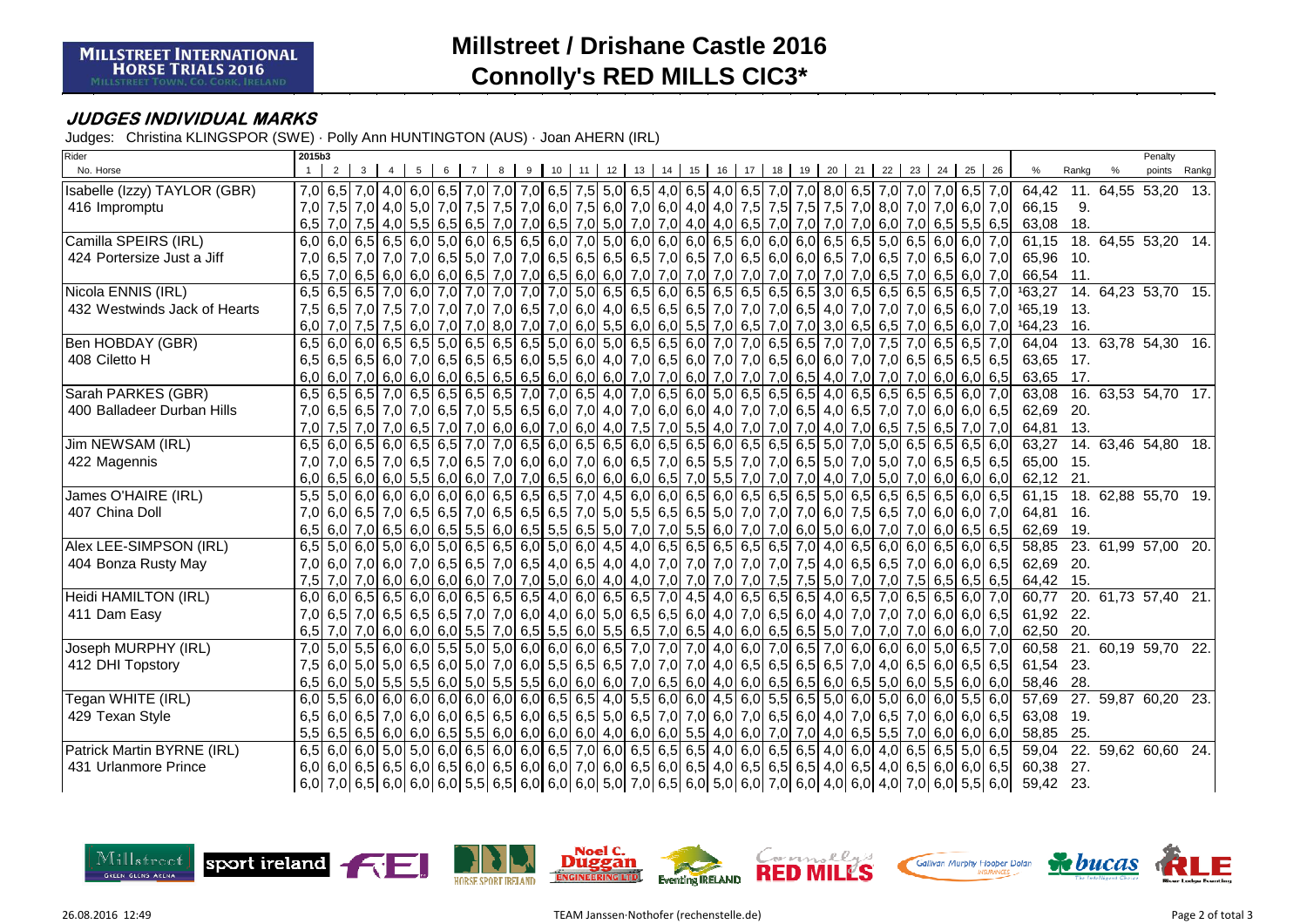# Millstreet / Drishane Castle 2016

## Connolly's RED MILLS CIC3*

### JUDGES INDIVIDUAL MARKS

Judges: Christina KLINGSPOR (SWE) · Polly Ann HUNTINGTON (AUS) · Joan AHERN (IRL)

| Rider / No. Horse | 1 | 2 | 3 | 4 | 5 | 6 | 7 | 8 | 9 | 10 | 11 | 12 | 13 | 14 | 15 | 16 | 17 | 18 | 19 | 20 | 21 | 22 | 23 | 24 | 25 | 26 | % | Rankg | % | Penalty points | Rankg |
|---|---|---|---|---|---|---|---|---|---|---|---|---|---|---|---|---|---|---|---|---|---|---|---|---|---|---|---|---|---|---|---|
| Isabelle (Izzy) TAYLOR (GBR) | 7,0 | 6,5 | 7,0 | 4,0 | 6,0 | 6,5 | 7,0 | 7,0 | 7,0 | 6,5 | 7,5 | 5,0 | 6,5 | 4,0 | 6,5 | 4,0 | 6,5 | 7,0 | 7,0 | 8,0 | 6,5 | 7,0 | 7,0 | 7,0 | 6,5 | 7,0 | 64,42 | 11. | 64,55 | 53,20 | 13. |
| 416 Impromptu | 7,0 | 7,5 | 7,0 | 4,0 | 5,0 | 7,0 | 7,5 | 7,5 | 7,0 | 6,0 | 7,5 | 6,0 | 7,0 | 6,0 | 4,0 | 4,0 | 7,5 | 7,5 | 7,5 | 7,5 | 7,0 | 8,0 | 7,0 | 7,0 | 6,0 | 7,0 | 66,15 | 9. | | | |
| | 6,5 | 7,0 | 7,5 | 4,0 | 5,5 | 6,5 | 6,5 | 7,0 | 7,0 | 6,5 | 7,0 | 5,0 | 7,0 | 7,0 | 4,0 | 4,0 | 6,5 | 7,0 | 7,0 | 7,0 | 7,0 | 6,0 | 7,0 | 6,5 | 5,5 | 6,5 | 63,08 | 18. | | | |
| Camilla SPEIRS (IRL) | 6,0 | 6,0 | 6,5 | 6,5 | 6,0 | 5,0 | 6,0 | 6,5 | 6,5 | 6,0 | 7,0 | 5,0 | 6,0 | 6,0 | 6,0 | 6,5 | 6,0 | 6,0 | 6,0 | 6,5 | 6,5 | 5,0 | 6,5 | 6,0 | 6,0 | 7,0 | 61,15 | 18. | 64,55 | 53,20 | 14. |
| 424 Portersize Just a Jiff | 7,0 | 6,5 | 7,0 | 7,0 | 7,0 | 6,5 | 5,0 | 7,0 | 7,0 | 6,5 | 6,5 | 6,5 | 6,5 | 7,0 | 6,5 | 7,0 | 6,5 | 6,0 | 6,0 | 6,5 | 7,0 | 6,5 | 7,0 | 6,5 | 6,0 | 7,0 | 65,96 | 10. | | | |
| | 6,5 | 7,0 | 6,5 | 6,0 | 6,0 | 6,0 | 6,5 | 7,0 | 6,5 | 6,5 | 6,0 | 6,0 | 7,0 | 7,0 | 7,0 | 7,0 | 7,0 | 7,0 | 7,0 | 7,0 | 7,0 | 6,5 | 7,0 | 6,5 | 6,0 | 7,0 | 66,54 | 11. | | | |
| Nicola ENNIS (IRL) | 6,5 | 6,5 | 6,5 | 7,0 | 6,0 | 7,0 | 7,0 | 7,0 | 7,0 | 7,0 | 5,0 | 6,5 | 6,5 | 6,0 | 6,5 | 6,5 | 6,5 | 6,5 | 6,5 | 3,0 | 6,5 | 6,5 | 6,5 | 6,5 | 6,5 | 7,0 | [1]63,27 | 14. | 64,23 | 53,70 | 15. |
| 432 Westwinds Jack of Hearts | 7,5 | 6,5 | 7,0 | 7,5 | 7,0 | 7,0 | 7,0 | 7,0 | 6,5 | 7,0 | 6,0 | 4,0 | 6,5 | 6,5 | 6,5 | 7,0 | 7,0 | 7,0 | 6,5 | 4,0 | 7,0 | 7,0 | 7,0 | 6,5 | 6,0 | 7,0 | [1]65,19 | 13. | | | |
| | 6,0 | 7,0 | 7,5 | 7,5 | 6,0 | 7,0 | 7,0 | 8,0 | 7,0 | 7,0 | 6,0 | 5,5 | 6,0 | 6,0 | 5,5 | 7,0 | 6,5 | 7,0 | 7,0 | 3,0 | 6,5 | 6,5 | 7,0 | 6,5 | 6,0 | 7,0 | [1]64,23 | 16. | | | |
| Ben HOBDAY (GBR) | 6,5 | 6,0 | 6,0 | 6,5 | 6,5 | 5,0 | 6,5 | 6,5 | 6,5 | 5,0 | 6,0 | 5,0 | 6,5 | 6,5 | 6,0 | 7,0 | 7,0 | 6,5 | 6,5 | 7,0 | 7,0 | 7,5 | 7,0 | 6,5 | 6,5 | 7,0 | 64,04 | 13. | 63,78 | 54,30 | 16. |
| 408 Ciletto H | 6,5 | 6,5 | 6,5 | 6,0 | 7,0 | 6,5 | 6,5 | 6,5 | 6,0 | 5,5 | 6,0 | 4,0 | 7,0 | 6,5 | 6,0 | 7,0 | 7,0 | 6,5 | 6,0 | 6,0 | 7,0 | 7,0 | 6,5 | 6,5 | 6,5 | 6,5 | 63,65 | 17. | | | |
| | 6,0 | 6,0 | 7,0 | 6,0 | 6,0 | 6,0 | 6,5 | 6,5 | 6,5 | 6,0 | 6,0 | 6,0 | 7,0 | 7,0 | 6,0 | 7,0 | 7,0 | 7,0 | 6,5 | 4,0 | 7,0 | 7,0 | 7,0 | 6,0 | 6,0 | 6,5 | 63,65 | 17. | | | |
| Sarah PARKES (GBR) | 6,5 | 6,5 | 6,5 | 7,0 | 6,5 | 6,5 | 6,5 | 6,5 | 7,0 | 7,0 | 6,5 | 4,0 | 7,0 | 6,5 | 6,0 | 5,0 | 6,5 | 6,5 | 6,5 | 4,0 | 6,5 | 6,5 | 6,5 | 6,5 | 6,0 | 7,0 | 63,08 | 16. | 63,53 | 54,70 | 17. |
| 400 Balladeer Durban Hills | 7,0 | 6,5 | 6,5 | 7,0 | 7,0 | 6,5 | 7,0 | 5,5 | 6,5 | 6,0 | 7,0 | 4,0 | 7,0 | 6,0 | 6,0 | 4,0 | 7,0 | 7,0 | 6,5 | 4,0 | 6,5 | 7,0 | 7,0 | 6,0 | 6,0 | 6,5 | 62,69 | 20. | | | |
| | 7,0 | 7,5 | 7,0 | 7,0 | 6,5 | 7,0 | 7,0 | 6,0 | 6,0 | 7,0 | 6,0 | 4,0 | 7,5 | 7,0 | 5,5 | 4,0 | 7,0 | 7,0 | 7,0 | 4,0 | 7,0 | 6,5 | 7,5 | 6,5 | 7,0 | 7,0 | 64,81 | 13. | | | |
| Jim NEWSAM (IRL) | 6,5 | 6,0 | 6,5 | 6,0 | 6,5 | 6,5 | 7,0 | 7,0 | 6,5 | 6,0 | 6,5 | 6,5 | 6,0 | 6,5 | 6,5 | 6,0 | 6,5 | 6,5 | 6,5 | 5,0 | 7,0 | 5,0 | 6,5 | 6,5 | 6,5 | 6,0 | 63,27 | 14. | 63,46 | 54,80 | 18. |
| 422 Magennis | 7,0 | 7,0 | 6,5 | 7,0 | 6,5 | 7,0 | 6,5 | 7,0 | 6,0 | 6,0 | 7,0 | 6,0 | 6,5 | 7,0 | 6,5 | 5,5 | 7,0 | 7,0 | 6,5 | 5,0 | 7,0 | 5,0 | 7,0 | 6,5 | 6,5 | 6,5 | 65,00 | 15. | | | |
| | 6,0 | 6,5 | 6,0 | 6,0 | 5,5 | 6,0 | 6,0 | 7,0 | 7,0 | 6,5 | 6,0 | 6,0 | 6,0 | 6,5 | 7,0 | 5,5 | 7,0 | 7,0 | 7,0 | 4,0 | 7,0 | 5,0 | 7,0 | 6,0 | 6,0 | 6,0 | 62,12 | 21. | | | |
| James O'HAIRE (IRL) | 5,5 | 5,0 | 6,0 | 6,0 | 6,0 | 6,0 | 6,0 | 6,5 | 6,5 | 6,5 | 7,0 | 4,5 | 6,0 | 6,0 | 6,5 | 6,0 | 6,5 | 6,5 | 6,5 | 5,0 | 6,5 | 6,5 | 6,5 | 6,5 | 6,0 | 6,5 | 61,15 | 18. | 62,88 | 55,70 | 19. |
| 407 China Doll | 7,0 | 6,0 | 6,5 | 7,0 | 6,5 | 6,5 | 7,0 | 6,5 | 6,5 | 6,5 | 7,0 | 5,0 | 5,5 | 6,5 | 6,5 | 5,0 | 7,0 | 7,0 | 7,0 | 6,0 | 7,5 | 6,5 | 7,0 | 6,0 | 6,0 | 7,0 | 64,81 | 16. | | | |
| | 6,5 | 6,0 | 7,0 | 6,5 | 6,0 | 6,5 | 5,5 | 6,0 | 6,5 | 5,5 | 6,5 | 5,0 | 7,0 | 7,0 | 5,5 | 6,0 | 7,0 | 7,0 | 6,0 | 5,0 | 6,0 | 7,0 | 7,0 | 6,0 | 6,5 | 6,5 | 62,69 | 19. | | | |
| Alex LEE-SIMPSON (IRL) | 6,5 | 5,0 | 6,0 | 5,0 | 6,0 | 5,0 | 6,5 | 6,5 | 6,0 | 5,0 | 6,0 | 4,5 | 4,0 | 6,5 | 6,5 | 6,5 | 6,5 | 6,5 | 7,0 | 4,0 | 6,5 | 6,0 | 6,0 | 6,5 | 6,0 | 6,5 | 58,85 | 23. | 61,99 | 57,00 | 20. |
| 404 Bonza Rusty May | 7,0 | 6,0 | 7,0 | 6,0 | 7,0 | 6,5 | 6,5 | 7,0 | 6,5 | 4,0 | 6,5 | 4,0 | 4,0 | 7,0 | 7,0 | 7,0 | 7,0 | 7,0 | 7,5 | 4,0 | 6,5 | 6,5 | 7,0 | 6,0 | 6,0 | 6,5 | 62,69 | 20. | | | |
| | 7,5 | 7,0 | 7,0 | 6,0 | 6,0 | 6,0 | 6,0 | 7,0 | 7,0 | 5,0 | 6,0 | 4,0 | 4,0 | 7,0 | 7,0 | 7,0 | 7,0 | 7,5 | 7,5 | 5,0 | 7,0 | 7,0 | 7,5 | 6,5 | 6,5 | 6,5 | 64,42 | 15. | | | |
| Heidi HAMILTON (IRL) | 6,0 | 6,0 | 6,5 | 6,5 | 6,0 | 6,0 | 6,5 | 6,5 | 6,5 | 4,0 | 6,0 | 6,5 | 6,5 | 7,0 | 4,5 | 4,0 | 6,5 | 6,5 | 6,5 | 4,0 | 6,5 | 7,0 | 6,5 | 6,5 | 6,0 | 7,0 | 60,77 | 20. | 61,73 | 57,40 | 21. |
| 411 Dam Easy | 7,0 | 6,5 | 7,0 | 6,5 | 6,5 | 6,5 | 7,0 | 7,0 | 6,0 | 4,0 | 6,0 | 5,0 | 6,5 | 6,5 | 6,0 | 4,0 | 7,0 | 6,5 | 6,0 | 4,0 | 7,0 | 7,0 | 6,0 | 6,0 | 6,5 | | 61,92 | 22. | | | |
| | 6,5 | 7,0 | 7,0 | 6,0 | 6,0 | 6,0 | 5,5 | 7,0 | 6,5 | 5,5 | 6,0 | 5,5 | 6,5 | 7,0 | 6,5 | 4,0 | 6,0 | 6,5 | 6,5 | 5,0 | 7,0 | 7,0 | 7,0 | 6,0 | 6,0 | 7,0 | 62,50 | 20. | | | |
| Joseph MURPHY (IRL) | 7,0 | 5,0 | 5,5 | 6,0 | 6,0 | 5,5 | 5,0 | 5,0 | 6,0 | 6,0 | 6,0 | 6,5 | 7,0 | 7,0 | 7,0 | 4,0 | 6,0 | 7,0 | 6,5 | 7,0 | 6,0 | 6,0 | 6,0 | 5,0 | 6,5 | 7,0 | 60,58 | 21. | 60,19 | 59,70 | 22. |
| 412 DHI Topstory | 7,5 | 6,0 | 5,0 | 5,0 | 6,5 | 6,0 | 5,0 | 7,0 | 6,0 | 5,5 | 6,5 | 6,5 | 7,0 | 7,0 | 7,0 | 4,0 | 6,5 | 6,5 | 6,5 | 7,0 | 4,0 | 6,5 | 6,0 | 6,5 | 6,5 | | 61,54 | 23. | | | |
| | 6,5 | 6,0 | 5,0 | 5,5 | 5,5 | 6,0 | 5,0 | 5,5 | 5,5 | 6,0 | 6,0 | 6,0 | 7,0 | 6,5 | 6,0 | 4,0 | 6,0 | 6,5 | 6,5 | 6,0 | 6,5 | 5,0 | 6,0 | 5,5 | 6,0 | 6,0 | 58,46 | 28. | | | |
| Tegan WHITE (IRL) | 6,0 | 5,5 | 6,0 | 6,0 | 6,0 | 6,0 | 6,0 | 6,0 | 6,0 | 6,5 | 6,5 | 4,0 | 5,5 | 6,0 | 6,0 | 4,5 | 6,0 | 5,5 | 6,5 | 5,0 | 6,0 | 5,0 | 6,0 | 6,0 | 5,5 | 6,0 | 57,69 | 27. | 59,87 | 60,20 | 23. |
| 429 Texan Style | 6,5 | 6,0 | 6,5 | 7,0 | 6,0 | 6,0 | 6,5 | 6,5 | 6,0 | 6,5 | 6,5 | 5,0 | 6,5 | 7,0 | 7,0 | 6,0 | 7,0 | 6,5 | 6,0 | 4,0 | 7,0 | 6,5 | 7,0 | 6,0 | 6,0 | 6,5 | 63,08 | 19. | | | |
| | 5,5 | 6,5 | 6,5 | 6,0 | 6,0 | 6,5 | 5,5 | 6,0 | 6,0 | 6,0 | 6,0 | 4,0 | 6,0 | 6,0 | 5,5 | 4,0 | 6,0 | 7,0 | 7,0 | 4,0 | 6,5 | 5,5 | 7,0 | 6,0 | 6,0 | 6,0 | 58,85 | 25. | | | |
| Patrick Martin BYRNE (IRL) | 6,5 | 6,0 | 6,0 | 5,0 | 5,0 | 6,0 | 6,5 | 6,0 | 6,0 | 6,5 | 7,0 | 6,0 | 6,5 | 6,5 | 6,5 | 4,0 | 6,0 | 6,5 | 6,5 | 4,0 | 6,0 | 4,0 | 6,5 | 6,5 | 5,0 | 6,5 | 59,04 | 22. | 59,62 | 60,60 | 24. |
| 431 Urlanmore Prince | 6,0 | 6,0 | 6,5 | 6,5 | 6,0 | 6,5 | 6,0 | 6,5 | 6,0 | 6,0 | 7,0 | 6,0 | 6,5 | 6,0 | 6,5 | 4,0 | 6,5 | 6,5 | 6,5 | 4,0 | 6,5 | 4,0 | 6,5 | 6,0 | 6,0 | 6,5 | 60,38 | 27. | | | |
| | 6,0 | 7,0 | 6,5 | 6,0 | 6,0 | 6,0 | 5,5 | 6,5 | 6,0 | 6,0 | 6,0 | 5,0 | 7,0 | 6,5 | 6,0 | 5,0 | 6,0 | 7,0 | 6,0 | 4,0 | 6,0 | 4,0 | 7,0 | 6,0 | 5,5 | 6,0 | 59,42 | 23. | | | |

26.08.2016 12:49 — TEAM Janssen·Nothofer (rechenstelle.de)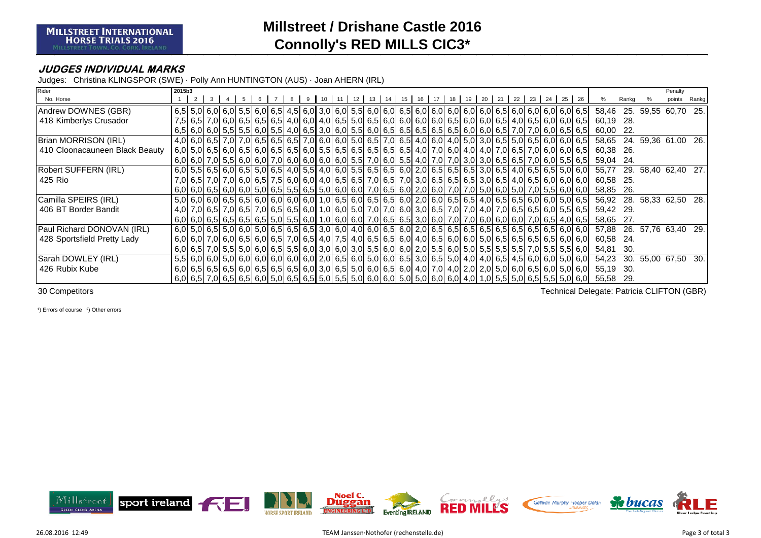# Millstreet / Drishane Castle 2016
# Connolly's RED MILLS CIC3*

MILLSTREET INTERNATIONAL HORSE TRIALS 2016
MILLSTREET TOWN, CO. CORK, IRELAND

### JUDGES INDIVIDUAL MARKS

Judges: Christina KLINGSPOR (SWE) · Polly Ann HUNTINGTON (AUS) · Joan AHERN (IRL)

| Rider / No. Horse | 1 | 2 | 3 | 4 | 5 | 6 | 7 | 8 | 9 | 10 | 11 | 12 | 13 | 14 | 15 | 16 | 17 | 18 | 19 | 20 | 21 | 22 | 23 | 24 | 25 | 26 | % | Rankg | % | Penalty points | Rankg |
|---|---|---|---|---|---|---|---|---|---|---|---|---|---|---|---|---|---|---|---|---|---|---|---|---|---|---|---|---|---|---|---|
| Andrew DOWNES (GBR) | 6,5 | 5,0 | 6,0 | 6,0 | 5,5 | 6,0 | 6,5 | 4,5 | 6,0 | 3,0 | 6,0 | 5,5 | 6,0 | 6,0 | 6,5 | 6,0 | 6,0 | 6,0 | 6,0 | 6,0 | 6,5 | 6,0 | 6,0 | 6,0 | 6,0 | 6,5 | 58,46 | 25. | 59,55 | 60,70 | 25. |
| 418 Kimberlys Crusador | 7,5 | 6,5 | 7,0 | 6,0 | 6,5 | 6,5 | 6,5 | 4,0 | 6,0 | 4,0 | 6,5 | 5,0 | 6,5 | 6,0 | 6,0 | 6,0 | 6,0 | 6,5 | 6,0 | 6,0 | 6,5 | 4,0 | 6,5 | 6,0 | 6,0 | 6,5 | 60,19 | 28. | | | |
| | 6,5 | 6,0 | 6,0 | 5,5 | 5,5 | 6,0 | 5,5 | 4,0 | 6,5 | 3,0 | 6,0 | 5,5 | 6,0 | 6,5 | 6,5 | 6,5 | 6,5 | 6,5 | 6,0 | 6,0 | 6,5 | 7,0 | 7,0 | 6,0 | 6,5 | 6,5 | 60,00 | 22. | | | |
| Brian MORRISON (IRL) | 4,0 | 6,0 | 6,5 | 7,0 | 7,0 | 6,5 | 6,5 | 6,5 | 7,0 | 6,0 | 6,0 | 5,0 | 6,5 | 7,0 | 6,5 | 4,0 | 6,0 | 4,0 | 5,0 | 3,0 | 6,5 | 5,0 | 6,5 | 6,0 | 6,0 | 6,5 | 58,65 | 24. | 59,36 | 61,00 | 26. |
| 410 Cloonacauneen Black Beauty | 6,0 | 5,0 | 6,5 | 6,0 | 6,5 | 6,0 | 6,5 | 6,5 | 6,0 | 5,5 | 6,5 | 6,5 | 6,5 | 6,5 | 6,5 | 4,0 | 7,0 | 6,0 | 4,0 | 4,0 | 7,0 | 6,5 | 7,0 | 6,0 | 6,0 | 6,5 | 60,38 | 26. | | | |
| | 6,0 | 6,0 | 7,0 | 5,5 | 6,0 | 6,0 | 7,0 | 6,0 | 6,0 | 6,0 | 6,0 | 5,5 | 7,0 | 6,0 | 5,5 | 4,0 | 7,0 | 7,0 | 3,0 | 3,0 | 6,5 | 6,5 | 7,0 | 6,0 | 5,5 | 6,5 | 59,04 | 24. | | | |
| Robert SUFFERN (IRL) | 6,0 | 5,5 | 6,5 | 6,0 | 6,5 | 5,0 | 6,5 | 4,0 | 5,5 | 4,0 | 6,0 | 5,5 | 6,5 | 6,5 | 6,0 | 2,0 | 6,5 | 6,5 | 6,5 | 3,0 | 6,5 | 4,0 | 6,5 | 6,5 | 5,0 | 6,0 | 55,77 | 29. | 58,40 | 62,40 | 27. |
| 425 Rio | 7,0 | 6,5 | 7,0 | 7,0 | 6,0 | 6,5 | 7,5 | 6,0 | 6,0 | 4,0 | 6,5 | 6,5 | 7,0 | 6,5 | 7,0 | 3,0 | 6,5 | 6,5 | 6,5 | 3,0 | 6,5 | 4,0 | 6,5 | 6,0 | 6,0 | 6,0 | 60,58 | 25. | | | |
| | 6,0 | 6,0 | 6,5 | 6,0 | 6,0 | 5,0 | 6,5 | 5,5 | 6,5 | 5,0 | 6,0 | 6,0 | 7,0 | 6,5 | 6,0 | 2,0 | 6,0 | 7,0 | 7,0 | 5,0 | 6,0 | 5,0 | 7,0 | 5,5 | 6,0 | 6,0 | 58,85 | 26. | | | |
| Camilla SPEIRS (IRL) | 5,0 | 6,0 | 6,0 | 6,5 | 6,5 | 6,0 | 6,0 | 6,0 | 6,0 | 1,0 | 6,5 | 6,0 | 6,5 | 6,5 | 6,0 | 2,0 | 6,0 | 6,5 | 6,5 | 4,0 | 6,5 | 6,5 | 6,0 | 6,0 | 5,0 | 6,5 | 56,92 | 28. | 58,33 | 62,50 | 28. |
| 406 BT Border Bandit | 4,0 | 7,0 | 6,5 | 7,0 | 6,5 | 7,0 | 6,5 | 6,5 | 6,0 | 1,0 | 6,0 | 5,0 | 7,0 | 7,0 | 6,0 | 3,0 | 6,5 | 7,0 | 7,0 | 4,0 | 7,0 | 6,5 | 6,5 | 6,0 | 5,5 | 6,5 | 59,42 | 29. | | | |
| | 6,0 | 6,0 | 6,5 | 6,5 | 6,5 | 6,5 | 5,0 | 5,5 | 6,0 | 1,0 | 6,0 | 6,0 | 7,0 | 6,5 | 6,5 | 3,0 | 6,0 | 7,0 | 7,0 | 6,0 | 6,0 | 6,0 | 7,0 | 6,5 | 4,0 | 6,5 | 58,65 | 27. | | | |
| Paul Richard DONOVAN (IRL) | 6,0 | 5,0 | 6,5 | 5,0 | 6,0 | 5,0 | 6,5 | 6,5 | 6,5 | 3,0 | 6,0 | 4,0 | 6,0 | 6,5 | 6,0 | 2,0 | 6,5 | 6,5 | 6,5 | 6,5 | 6,5 | 6,5 | 6,5 | 6,5 | 6,0 | 6,0 | 57,88 | 26. | 57,76 | 63,40 | 29. |
| 428 Sportsfield Pretty Lady | 6,0 | 6,0 | 7,0 | 6,0 | 6,5 | 6,0 | 6,5 | 7,0 | 6,5 | 4,0 | 7,5 | 4,0 | 6,5 | 6,5 | 6,0 | 4,0 | 6,5 | 6,0 | 6,0 | 5,0 | 6,5 | 6,5 | 6,5 | 6,5 | 6,0 | 6,0 | 60,58 | 24. | | | |
| | 6,0 | 6,5 | 7,0 | 5,5 | 5,0 | 6,0 | 6,5 | 5,5 | 6,0 | 3,0 | 6,0 | 3,0 | 5,5 | 6,0 | 6,0 | 2,0 | 5,5 | 6,0 | 5,0 | 5,5 | 5,5 | 5,5 | 7,0 | 5,5 | 5,5 | 6,0 | 54,81 | 30. | | | |
| Sarah DOWLEY (IRL) | 5,5 | 6,0 | 6,0 | 5,0 | 6,0 | 6,0 | 6,0 | 6,0 | 6,0 | 2,0 | 6,5 | 6,0 | 5,0 | 6,0 | 6,5 | 3,0 | 6,5 | 5,0 | 4,0 | 4,0 | 6,5 | 4,5 | 6,0 | 6,0 | 5,0 | 6,0 | 54,23 | 30. | 55,00 | 67,50 | 30. |
| 426 Rubix Kube | 6,0 | 6,5 | 6,5 | 6,5 | 6,0 | 6,5 | 6,5 | 6,5 | 6,0 | 3,0 | 6,5 | 5,0 | 6,0 | 6,5 | 6,0 | 4,0 | 7,0 | 4,0 | 2,0 | 2,0 | 5,0 | 6,0 | 6,5 | 6,0 | 5,0 | 6,0 | 55,19 | 30. | | | |
| | 6,0 | 6,5 | 7,0 | 6,5 | 6,5 | 6,0 | 5,0 | 6,5 | 6,5 | 5,0 | 5,5 | 5,0 | 6,0 | 6,0 | 5,0 | 5,0 | 6,0 | 6,0 | 4,0 | 1,0 | 5,5 | 5,0 | 6,5 | 5,5 | 5,0 | 6,0 | 55,58 | 29. | | | |

30 Competitors

Technical Delegate: Patricia CLIFTON (GBR)

[1]) Errors of course [2]) Other errors

26.08.2016 12:49

TEAM Janssen·Nothofer (rechenstelle.de)